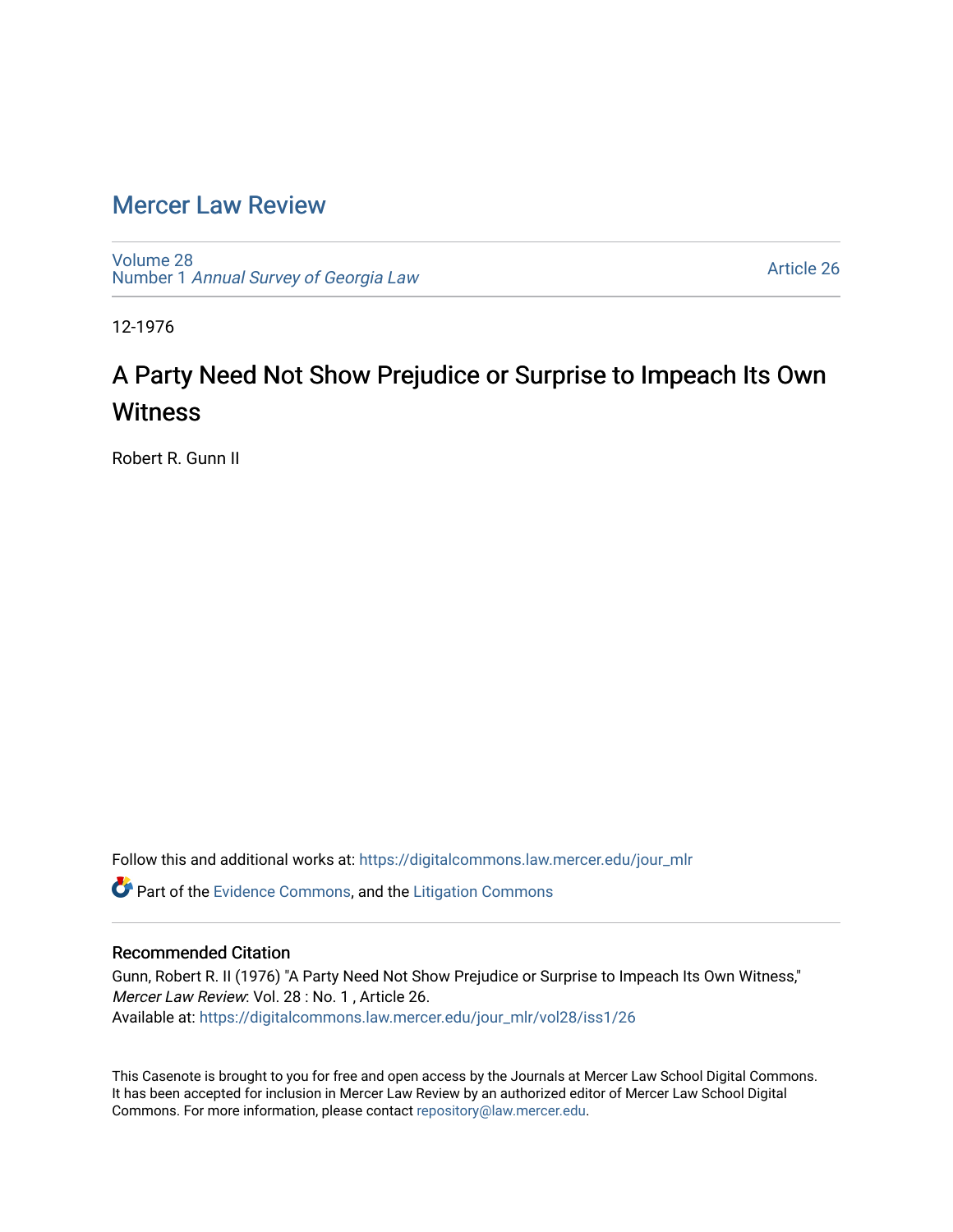# Mercer Law Review

Volume 28
Number 1 *Annual Survey of Georgia Law*

Article 26

12-1976

## A Party Need Not Show Prejudice or Surprise to Impeach Its Own Witness

Robert R. Gunn II

Follow this and additional works at: https://digitalcommons.law.mercer.edu/jour_mlr

Part of the Evidence Commons, and the Litigation Commons

### Recommended Citation

Gunn, Robert R. II (1976) "A Party Need Not Show Prejudice or Surprise to Impeach Its Own Witness," *Mercer Law Review*: Vol. 28 : No. 1 , Article 26.
Available at: https://digitalcommons.law.mercer.edu/jour_mlr/vol28/iss1/26

This Casenote is brought to you for free and open access by the Journals at Mercer Law School Digital Commons. It has been accepted for inclusion in Mercer Law Review by an authorized editor of Mercer Law School Digital Commons. For more information, please contact repository@law.mercer.edu.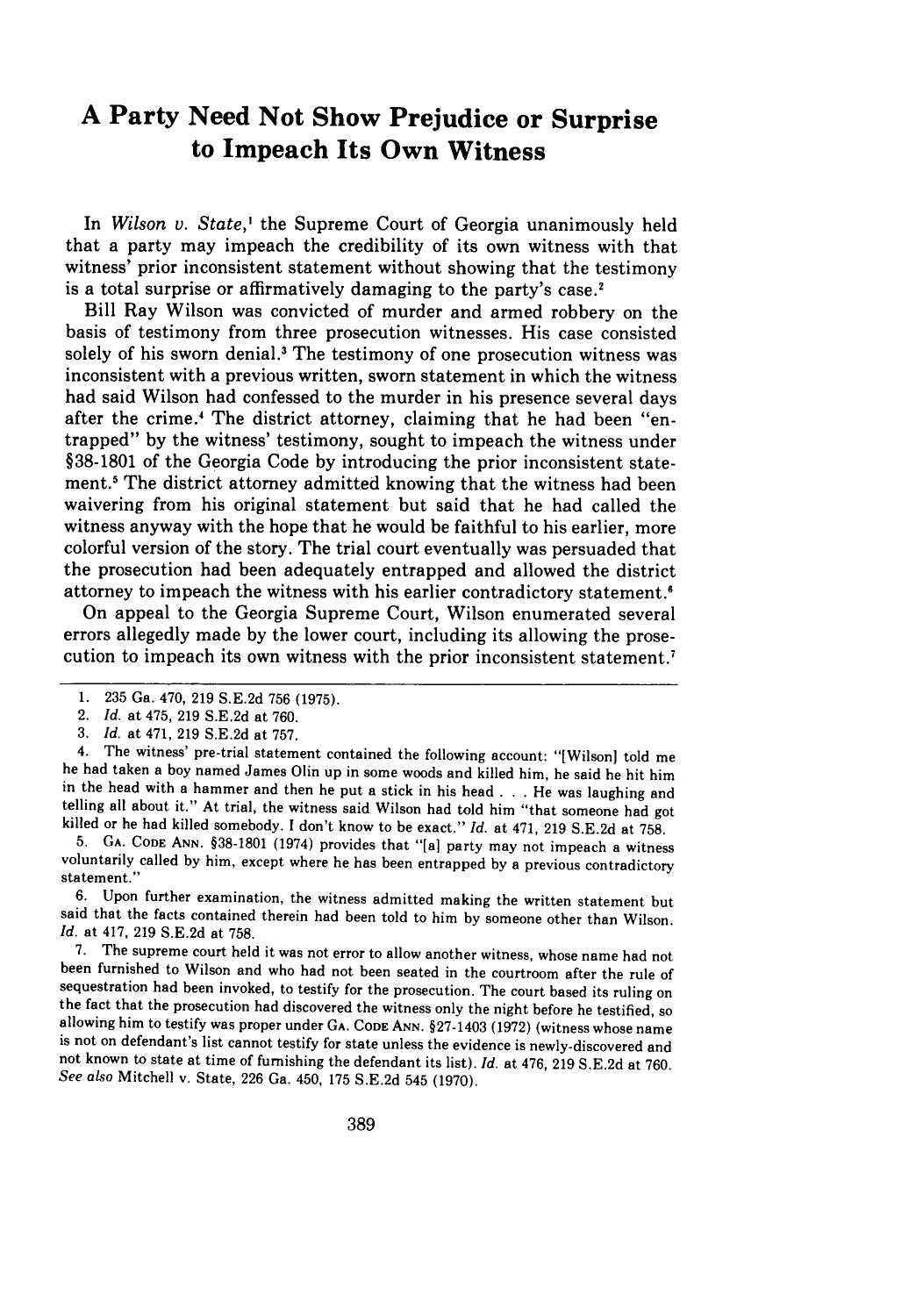# A Party Need Not Show Prejudice or Surprise to Impeach Its Own Witness

In *Wilson v. State*,[1] the Supreme Court of Georgia unanimously held that a party may impeach the credibility of its own witness with that witness' prior inconsistent statement without showing that the testimony is a total surprise or affirmatively damaging to the party's case.[2]

Bill Ray Wilson was convicted of murder and armed robbery on the basis of testimony from three prosecution witnesses. His case consisted solely of his sworn denial.[3] The testimony of one prosecution witness was inconsistent with a previous written, sworn statement in which the witness had said Wilson had confessed to the murder in his presence several days after the crime.[4] The district attorney, claiming that he had been "entrapped" by the witness' testimony, sought to impeach the witness under §38-1801 of the Georgia Code by introducing the prior inconsistent statement.[5] The district attorney admitted knowing that the witness had been waivering from his original statement but said that he had called the witness anyway with the hope that he would be faithful to his earlier, more colorful version of the story. The trial court eventually was persuaded that the prosecution had been adequately entrapped and allowed the district attorney to impeach the witness with his earlier contradictory statement.[6]

On appeal to the Georgia Supreme Court, Wilson enumerated several errors allegedly made by the lower court, including its allowing the prosecution to impeach its own witness with the prior inconsistent statement.[7]

---

1. 235 Ga. 470, 219 S.E.2d 756 (1975).

2. *Id.* at 475, 219 S.E.2d at 760.

3. *Id.* at 471, 219 S.E.2d at 757.

4. The witness' pre-trial statement contained the following account: "[Wilson] told me he had taken a boy named James Olin up in some woods and killed him, he said he hit him in the head with a hammer and then he put a stick in his head . . . He was laughing and telling all about it." At trial, the witness said Wilson had told him "that someone had got killed or he had killed somebody. I don't know to be exact." *Id.* at 471, 219 S.E.2d at 758.

5. GA. CODE ANN. §38-1801 (1974) provides that "[a] party may not impeach a witness voluntarily called by him, except where he has been entrapped by a previous contradictory statement."

6. Upon further examination, the witness admitted making the written statement but said that the facts contained therein had been told to him by someone other than Wilson. *Id.* at 417, 219 S.E.2d at 758.

7. The supreme court held it was not error to allow another witness, whose name had not been furnished to Wilson and who had not been seated in the courtroom after the rule of sequestration had been invoked, to testify for the prosecution. The court based its ruling on the fact that the prosecution had discovered the witness only the night before he testified, so allowing him to testify was proper under GA. CODE ANN. §27-1403 (1972) (witness whose name is not on defendant's list cannot testify for state unless the evidence is newly-discovered and not known to state at time of furnishing the defendant its list). *Id.* at 476, 219 S.E.2d at 760. *See also* Mitchell v. State, 226 Ga. 450, 175 S.E.2d 545 (1970).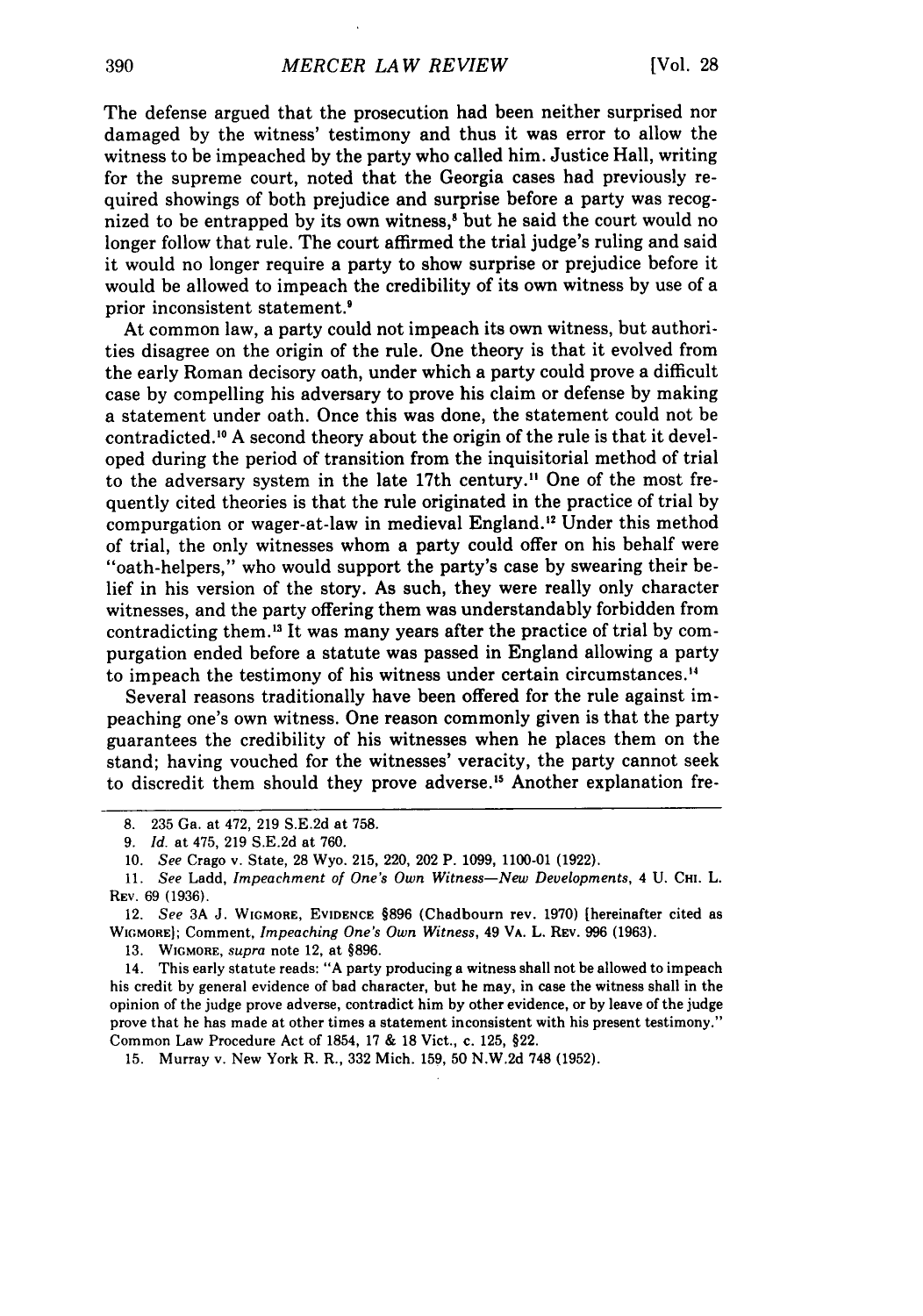The defense argued that the prosecution had been neither surprised nor damaged by the witness' testimony and thus it was error to allow the witness to be impeached by the party who called him. Justice Hall, writing for the supreme court, noted that the Georgia cases had previously required showings of both prejudice and surprise before a party was recognized to be entrapped by its own witness,[8] but he said the court would no longer follow that rule. The court affirmed the trial judge's ruling and said it would no longer require a party to show surprise or prejudice before it would be allowed to impeach the credibility of its own witness by use of a prior inconsistent statement.[9]

At common law, a party could not impeach its own witness, but authorities disagree on the origin of the rule. One theory is that it evolved from the early Roman decisory oath, under which a party could prove a difficult case by compelling his adversary to prove his claim or defense by making a statement under oath. Once this was done, the statement could not be contradicted.[10] A second theory about the origin of the rule is that it developed during the period of transition from the inquisitorial method of trial to the adversary system in the late 17th century.[11] One of the most frequently cited theories is that the rule originated in the practice of trial by compurgation or wager-at-law in medieval England.[12] Under this method of trial, the only witnesses whom a party could offer on his behalf were "oath-helpers," who would support the party's case by swearing their belief in his version of the story. As such, they were really only character witnesses, and the party offering them was understandably forbidden from contradicting them.[13] It was many years after the practice of trial by compurgation ended before a statute was passed in England allowing a party to impeach the testimony of his witness under certain circumstances.[14]

Several reasons traditionally have been offered for the rule against impeaching one's own witness. One reason commonly given is that the party guarantees the credibility of his witnesses when he places them on the stand; having vouched for the witnesses' veracity, the party cannot seek to discredit them should they prove adverse.[15] Another explanation fre-

---

8. 235 Ga. at 472, 219 S.E.2d at 758.

9. *Id.* at 475, 219 S.E.2d at 760.

10. *See* Crago v. State, 28 Wyo. 215, 220, 202 P. 1099, 1100-01 (1922).

11. *See* Ladd, *Impeachment of One's Own Witness—New Developments*, 4 U. CHI. L. REV. 69 (1936).

12. *See* 3A J. WIGMORE, EVIDENCE §896 (Chadbourn rev. 1970) [hereinafter cited as WIGMORE]; Comment, *Impeaching One's Own Witness*, 49 VA. L. REV. 996 (1963).

13. WIGMORE, *supra* note 12, at §896.

14. This early statute reads: "A party producing a witness shall not be allowed to impeach his credit by general evidence of bad character, but he may, in case the witness shall in the opinion of the judge prove adverse, contradict him by other evidence, or by leave of the judge prove that he has made at other times a statement inconsistent with his present testimony." Common Law Procedure Act of 1854, 17 & 18 Vict., c. 125, §22.

15. Murray v. New York R. R., 332 Mich. 159, 50 N.W.2d 748 (1952).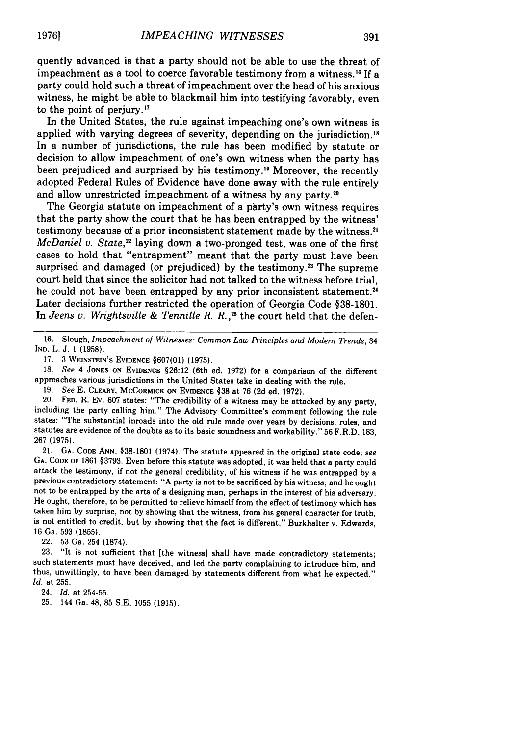quently advanced is that a party should not be able to use the threat of impeachment as a tool to coerce favorable testimony from a witness.[16] If a party could hold such a threat of impeachment over the head of his anxious witness, he might be able to blackmail him into testifying favorably, even to the point of perjury.[17]

In the United States, the rule against impeaching one's own witness is applied with varying degrees of severity, depending on the jurisdiction.[18] In a number of jurisdictions, the rule has been modified by statute or decision to allow impeachment of one's own witness when the party has been prejudiced and surprised by his testimony.[19] Moreover, the recently adopted Federal Rules of Evidence have done away with the rule entirely and allow unrestricted impeachment of a witness by any party.[20]

The Georgia statute on impeachment of a party's own witness requires that the party show the court that he has been entrapped by the witness' testimony because of a prior inconsistent statement made by the witness.[21] *McDaniel v. State*,[22] laying down a two-pronged test, was one of the first cases to hold that "entrapment" meant that the party must have been surprised and damaged (or prejudiced) by the testimony.[23] The supreme court held that since the solicitor had not talked to the witness before trial, he could not have been entrapped by any prior inconsistent statement.[24] Later decisions further restricted the operation of Georgia Code §38-1801. In *Jeens v. Wrightsville & Tennille R. R.*,[25] the court held that the defen-

---

16. Slough, *Impeachment of Witnesses: Common Law Principles and Modern Trends*, 34 IND. L. J. 1 (1958).

17. 3 WEINSTEIN'S EVIDENCE §607(01) (1975).

18. *See* 4 JONES ON EVIDENCE §26:12 (6th ed. 1972) for a comparison of the different approaches various jurisdictions in the United States take in dealing with the rule.

19. *See* E. CLEARY, MCCORMICK ON EVIDENCE §38 at 76 (2d ed. 1972).

20. FED. R. EV. 607 states: "The credibility of a witness may be attacked by any party, including the party calling him." The Advisory Committee's comment following the rule states: "The substantial inroads into the old rule made over years by decisions, rules, and statutes are evidence of the doubts as to its basic soundness and workability." 56 F.R.D. 183, 267 (1975).

21. GA. CODE ANN. §38-1801 (1974). The statute appeared in the original state code; *see* GA. CODE OF 1861 §3793. Even before this statute was adopted, it was held that a party could attack the testimony, if not the general credibility, of his witness if he was entrapped by a previous contradictory statement: "A party is not to be sacrificed by his witness; and he ought not to be entrapped by the arts of a designing man, perhaps in the interest of his adversary. He ought, therefore, to be permitted to relieve himself from the effect of testimony which has taken him by surprise, not by showing that the witness, from his general character for truth, is not entitled to credit, but by showing that the fact is different." Burkhalter v. Edwards, 16 Ga. 593 (1855).

22. 53 Ga. 254 (1874).

23. "It is not sufficient that [the witness] shall have made contradictory statements; such statements must have deceived, and led the party complaining to introduce him, and thus, unwittingly, to have been damaged by statements different from what he expected." *Id.* at 255.

24. *Id.* at 254-55.

25. 144 Ga. 48, 85 S.E. 1055 (1915).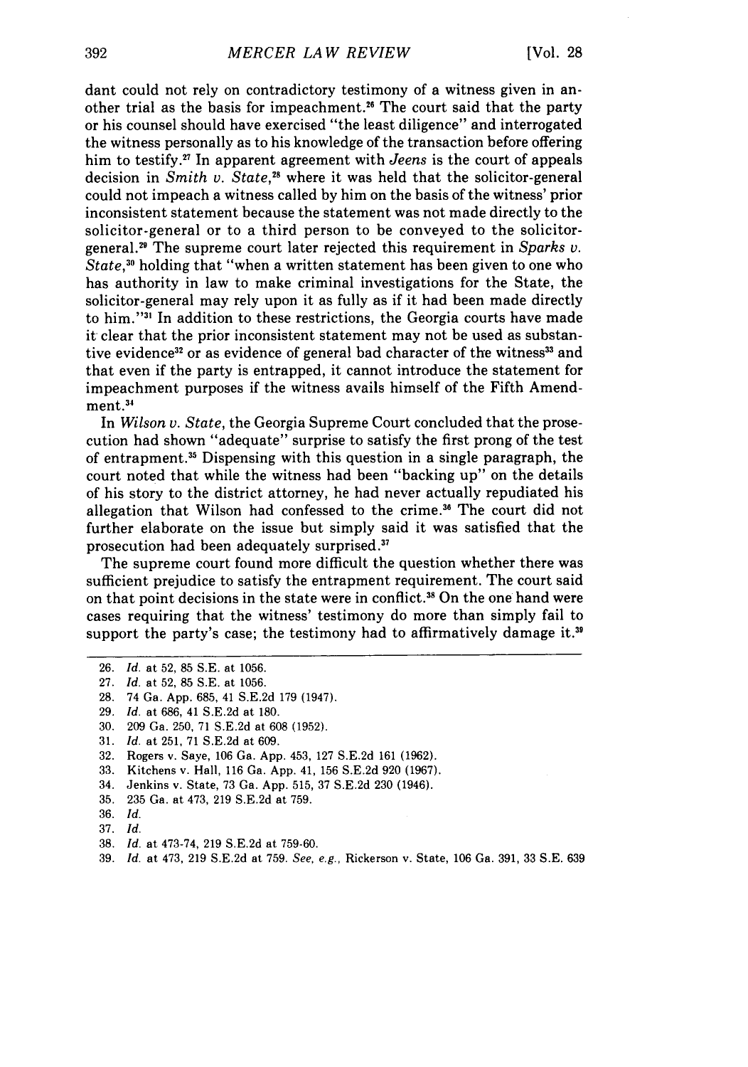dant could not rely on contradictory testimony of a witness given in another trial as the basis for impeachment.[26] The court said that the party or his counsel should have exercised "the least diligence" and interrogated the witness personally as to his knowledge of the transaction before offering him to testify.[27] In apparent agreement with *Jeens* is the court of appeals decision in *Smith v. State*,[28] where it was held that the solicitor-general could not impeach a witness called by him on the basis of the witness' prior inconsistent statement because the statement was not made directly to the solicitor-general or to a third person to be conveyed to the solicitor-general.[29] The supreme court later rejected this requirement in *Sparks v. State*,[30] holding that "when a written statement has been given to one who has authority in law to make criminal investigations for the State, the solicitor-general may rely upon it as fully as if it had been made directly to him."[31] In addition to these restrictions, the Georgia courts have made it clear that the prior inconsistent statement may not be used as substantive evidence[32] or as evidence of general bad character of the witness[33] and that even if the party is entrapped, it cannot introduce the statement for impeachment purposes if the witness avails himself of the Fifth Amendment.[34]

In *Wilson v. State*, the Georgia Supreme Court concluded that the prosecution had shown "adequate" surprise to satisfy the first prong of the test of entrapment.[35] Dispensing with this question in a single paragraph, the court noted that while the witness had been "backing up" on the details of his story to the district attorney, he had never actually repudiated his allegation that Wilson had confessed to the crime.[36] The court did not further elaborate on the issue but simply said it was satisfied that the prosecution had been adequately surprised.[37]

The supreme court found more difficult the question whether there was sufficient prejudice to satisfy the entrapment requirement. The court said on that point decisions in the state were in conflict.[38] On the one hand were cases requiring that the witness' testimony do more than simply fail to support the party's case; the testimony had to affirmatively damage it.[39]

---

26. *Id.* at 52, 85 S.E. at 1056.
27. *Id.* at 52, 85 S.E. at 1056.
28. 74 Ga. App. 685, 41 S.E.2d 179 (1947).
29. *Id.* at 686, 41 S.E.2d at 180.
30. 209 Ga. 250, 71 S.E.2d at 608 (1952).
31. *Id.* at 251, 71 S.E.2d at 609.
32. Rogers v. Saye, 106 Ga. App. 453, 127 S.E.2d 161 (1962).
33. Kitchens v. Hall, 116 Ga. App. 41, 156 S.E.2d 920 (1967).
34. Jenkins v. State, 73 Ga. App. 515, 37 S.E.2d 230 (1946).
35. 235 Ga. at 473, 219 S.E.2d at 759.
36. *Id.*
37. *Id.*
38. *Id.* at 473-74, 219 S.E.2d at 759-60.
39. *Id.* at 473, 219 S.E.2d at 759. *See, e.g.*, Rickerson v. State, 106 Ga. 391, 33 S.E. 639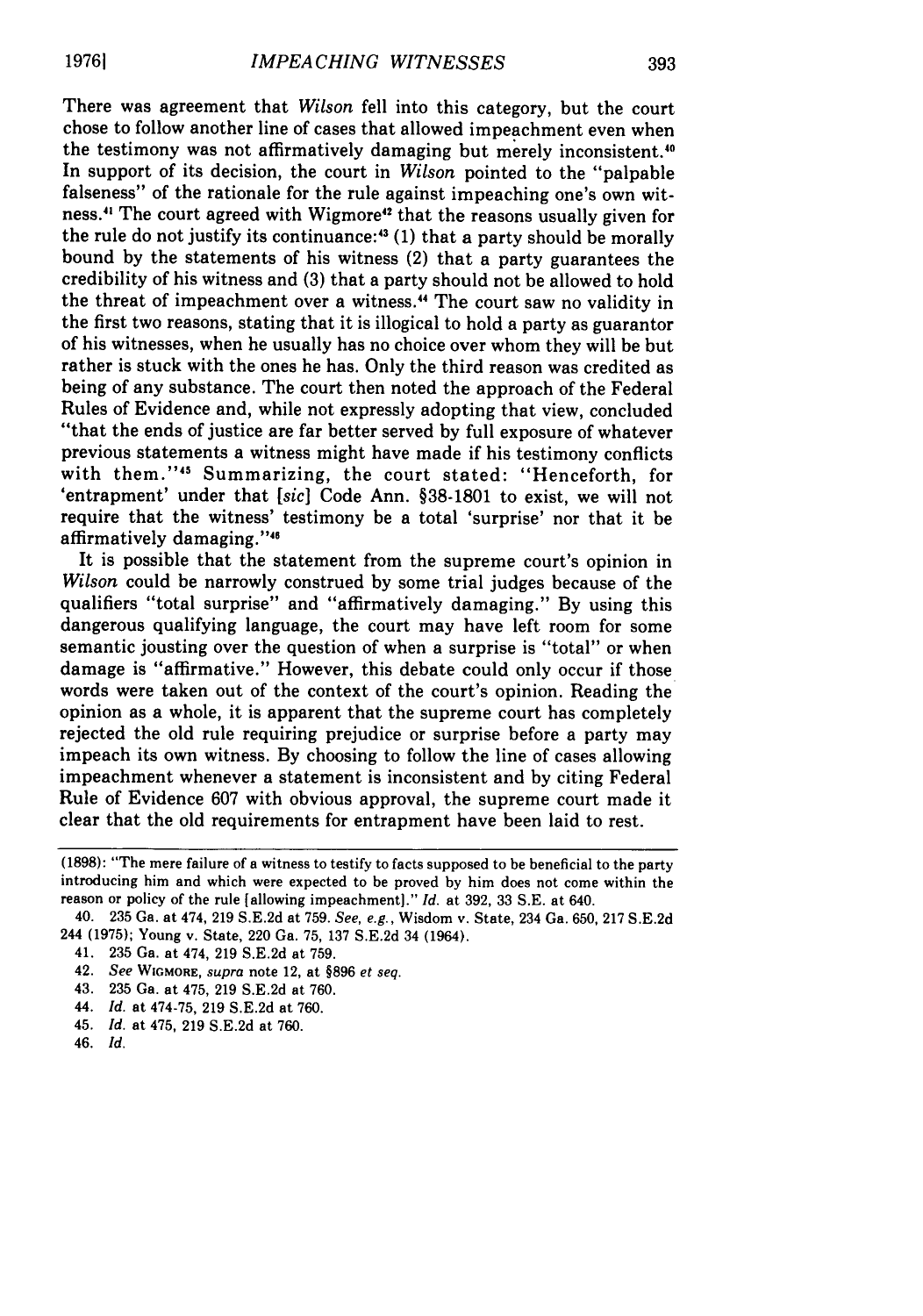There was agreement that *Wilson* fell into this category, but the court chose to follow another line of cases that allowed impeachment even when the testimony was not affirmatively damaging but merely inconsistent.[40] In support of its decision, the court in *Wilson* pointed to the "palpable falseness" of the rationale for the rule against impeaching one's own witness.[41] The court agreed with Wigmore[42] that the reasons usually given for the rule do not justify its continuance:[43] (1) that a party should be morally bound by the statements of his witness (2) that a party guarantees the credibility of his witness and (3) that a party should not be allowed to hold the threat of impeachment over a witness.[44] The court saw no validity in the first two reasons, stating that it is illogical to hold a party as guarantor of his witnesses, when he usually has no choice over whom they will be but rather is stuck with the ones he has. Only the third reason was credited as being of any substance. The court then noted the approach of the Federal Rules of Evidence and, while not expressly adopting that view, concluded "that the ends of justice are far better served by full exposure of whatever previous statements a witness might have made if his testimony conflicts with them."[45] Summarizing, the court stated: "Henceforth, for 'entrapment' under that [*sic*] Code Ann. §38-1801 to exist, we will not require that the witness' testimony be a total 'surprise' nor that it be affirmatively damaging."[46]

It is possible that the statement from the supreme court's opinion in *Wilson* could be narrowly construed by some trial judges because of the qualifiers "total surprise" and "affirmatively damaging." By using this dangerous qualifying language, the court may have left room for some semantic jousting over the question of when a surprise is "total" or when damage is "affirmative." However, this debate could only occur if those words were taken out of the context of the court's opinion. Reading the opinion as a whole, it is apparent that the supreme court has completely rejected the old rule requiring prejudice or surprise before a party may impeach its own witness. By choosing to follow the line of cases allowing impeachment whenever a statement is inconsistent and by citing Federal Rule of Evidence 607 with obvious approval, the supreme court made it clear that the old requirements for entrapment have been laid to rest.

---

(1898): "The mere failure of a witness to testify to facts supposed to be beneficial to the party introducing him and which were expected to be proved by him does not come within the reason or policy of the rule [allowing impeachment]." *Id.* at 392, 33 S.E. at 640.

40. 235 Ga. at 474, 219 S.E.2d at 759. *See, e.g.*, Wisdom v. State, 234 Ga. 650, 217 S.E.2d 244 (1975); Young v. State, 220 Ga. 75, 137 S.E.2d 34 (1964).

41. 235 Ga. at 474, 219 S.E.2d at 759.

42. *See* WIGMORE, *supra* note 12, at §896 *et seq.*

43. 235 Ga. at 475, 219 S.E.2d at 760.

44. *Id.* at 474-75, 219 S.E.2d at 760.

45. *Id.* at 475, 219 S.E.2d at 760.

46. *Id.*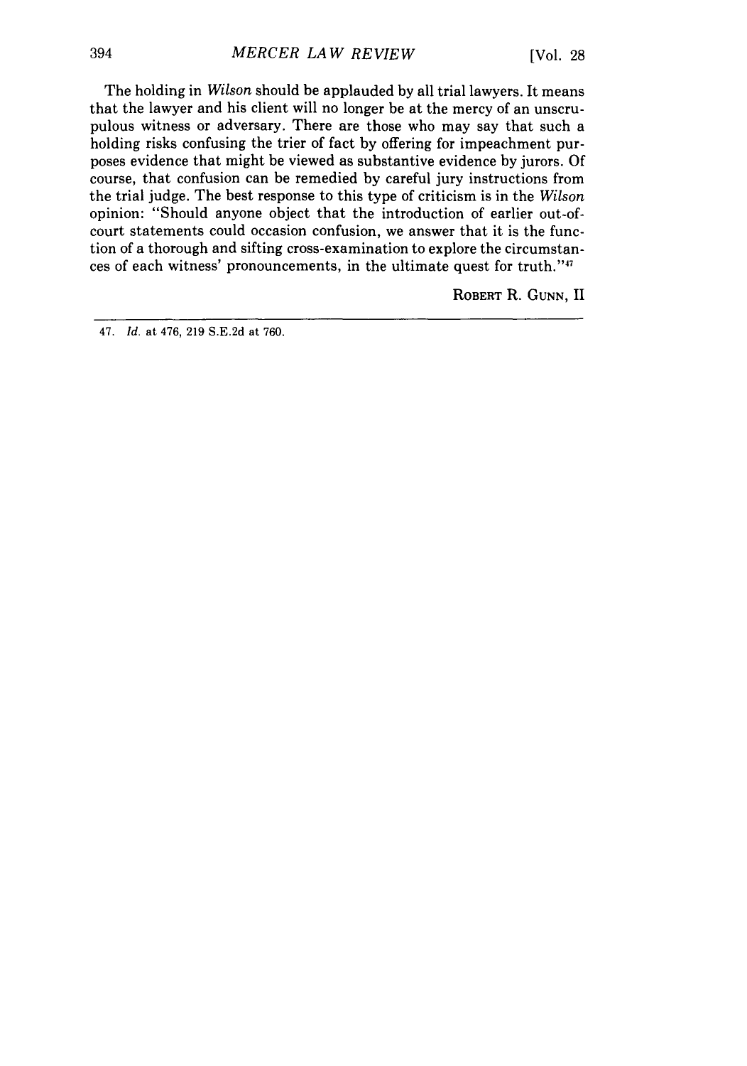The holding in *Wilson* should be applauded by all trial lawyers. It means that the lawyer and his client will no longer be at the mercy of an unscrupulous witness or adversary. There are those who may say that such a holding risks confusing the trier of fact by offering for impeachment purposes evidence that might be viewed as substantive evidence by jurors. Of course, that confusion can be remedied by careful jury instructions from the trial judge. The best response to this type of criticism is in the *Wilson* opinion: "Should anyone object that the introduction of earlier out-of-court statements could occasion confusion, we answer that it is the function of a thorough and sifting cross-examination to explore the circumstances of each witness' pronouncements, in the ultimate quest for truth."[47]

ROBERT R. GUNN, II

---

47. *Id.* at 476, 219 S.E.2d at 760.